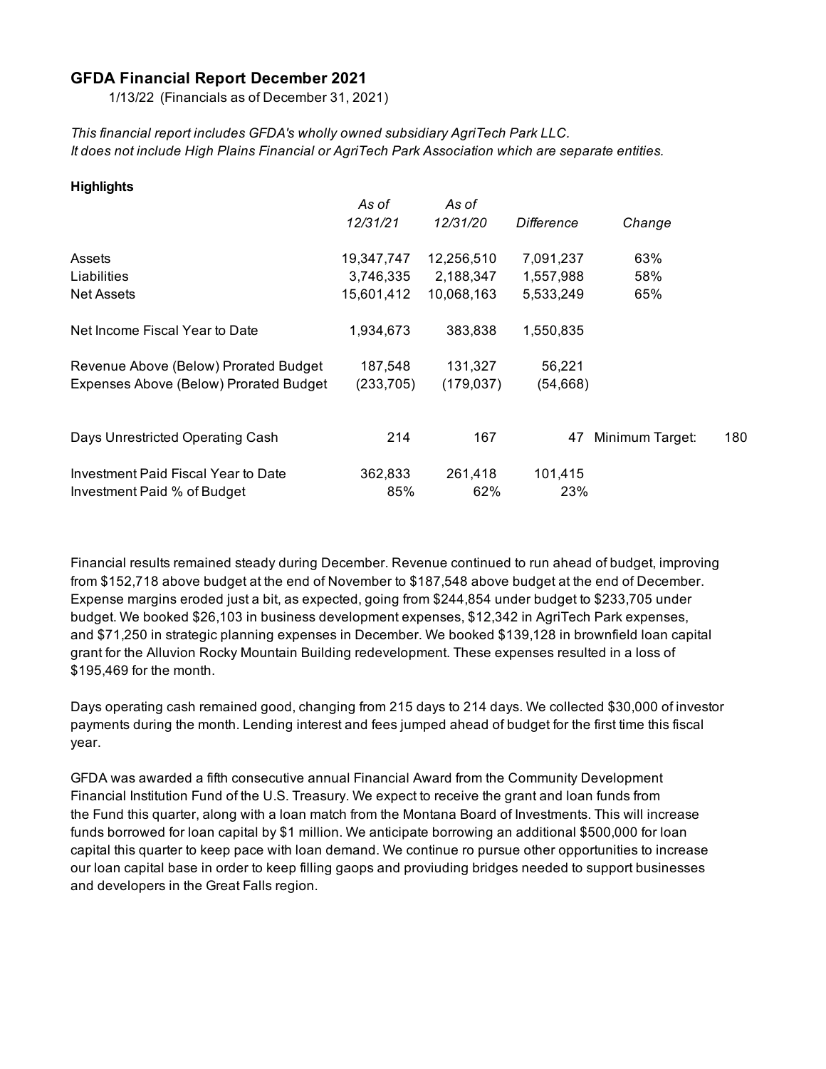# GFDA Financial Report December 2021

1/13/22 (Financials as of December 31, 2021)

*This financial report includes GFDA's wholly owned subsidiary AgriTech Park LLC.*
*It does not include High Plains Financial or AgriTech Park Association which are separate entities.*

**Highlights**

| | *As of 12/31/21* | *As of 12/31/20* | *Difference* | *Change* | |
|---|---|---|---|---|---|
| Assets | 19,347,747 | 12,256,510 | 7,091,237 | 63% | |
| Liabilities | 3,746,335 | 2,188,347 | 1,557,988 | 58% | |
| Net Assets | 15,601,412 | 10,068,163 | 5,533,249 | 65% | |
| Net Income Fiscal Year to Date | 1,934,673 | 383,838 | 1,550,835 | | |
| Revenue Above (Below) Prorated Budget | 187,548 | 131,327 | 56,221 | | |
| Expenses Above (Below) Prorated Budget | (233,705) | (179,037) | (54,668) | | |
| Days Unrestricted Operating Cash | 214 | 167 | 47 | Minimum Target: | 180 |
| Investment Paid Fiscal Year to Date | 362,833 | 261,418 | 101,415 | | |
| Investment Paid % of Budget | 85% | 62% | 23% | | |

Financial results remained steady during December. Revenue continued to run ahead of budget, improving from $152,718 above budget at the end of November to $187,548 above budget at the end of December. Expense margins eroded just a bit, as expected, going from $244,854 under budget to $233,705 under budget. We booked $26,103 in business development expenses, $12,342 in AgriTech Park expenses, and $71,250 in strategic planning expenses in December. We booked $139,128 in brownfield loan capital grant for the Alluvion Rocky Mountain Building redevelopment. These expenses resulted in a loss of $195,469 for the month.

Days operating cash remained good, changing from 215 days to 214 days. We collected $30,000 of investor payments during the month. Lending interest and fees jumped ahead of budget for the first time this fiscal year.

GFDA was awarded a fifth consecutive annual Financial Award from the Community Development Financial Institution Fund of the U.S. Treasury. We expect to receive the grant and loan funds from the Fund this quarter, along with a loan match from the Montana Board of Investments. This will increase funds borrowed for loan capital by $1 million. We anticipate borrowing an additional $500,000 for loan capital this quarter to keep pace with loan demand. We continue ro pursue other opportunities to increase our loan capital base in order to keep filling gaops and proviuding bridges needed to support businesses and developers in the Great Falls region.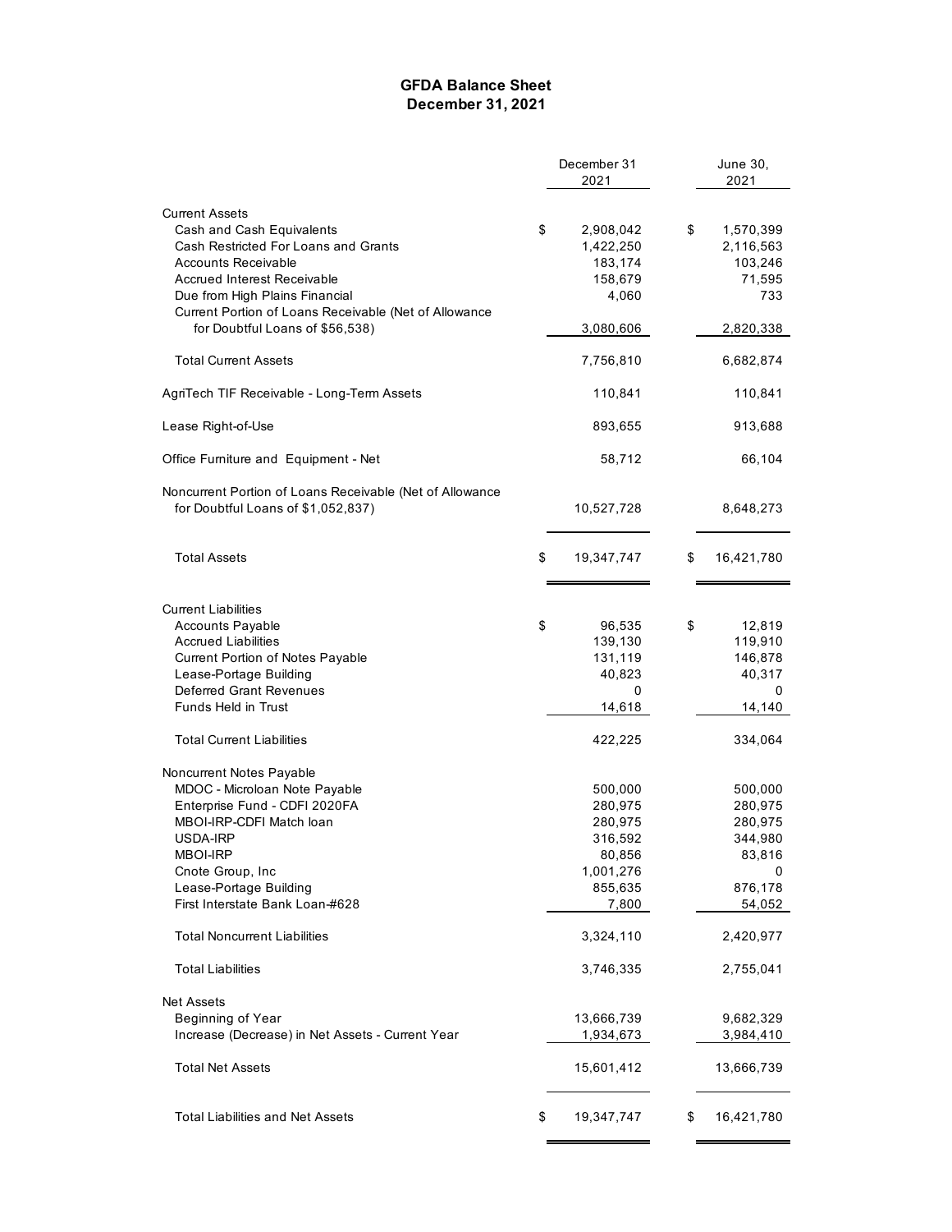# GFDA Balance Sheet
## December 31, 2021

| | December 31 2021 | June 30, 2021 |
|---|---|---|
| **Current Assets** | | |
| Cash and Cash Equivalents | $ 2,908,042 | $ 1,570,399 |
| Cash Restricted For Loans and Grants | 1,422,250 | 2,116,563 |
| Accounts Receivable | 183,174 | 103,246 |
| Accrued Interest Receivable | 158,679 | 71,595 |
| Due from High Plains Financial | 4,060 | 733 |
| Current Portion of Loans Receivable (Net of Allowance for Doubtful Loans of $56,538) | 3,080,606 | 2,820,338 |
| Total Current Assets | 7,756,810 | 6,682,874 |
| AgriTech TIF Receivable - Long-Term Assets | 110,841 | 110,841 |
| Lease Right-of-Use | 893,655 | 913,688 |
| Office Furniture and Equipment - Net | 58,712 | 66,104 |
| Noncurrent Portion of Loans Receivable (Net of Allowance for Doubtful Loans of $1,052,837) | 10,527,728 | 8,648,273 |
| Total Assets | $ 19,347,747 | $ 16,421,780 |
| **Current Liabilities** | | |
| Accounts Payable | $ 96,535 | $ 12,819 |
| Accrued Liabilities | 139,130 | 119,910 |
| Current Portion of Notes Payable | 131,119 | 146,878 |
| Lease-Portage Building | 40,823 | 40,317 |
| Deferred Grant Revenues | 0 | 0 |
| Funds Held in Trust | 14,618 | 14,140 |
| Total Current Liabilities | 422,225 | 334,064 |
| **Noncurrent Notes Payable** | | |
| MDOC - Microloan Note Payable | 500,000 | 500,000 |
| Enterprise Fund - CDFI 2020FA | 280,975 | 280,975 |
| MBOI-IRP-CDFI Match loan | 280,975 | 280,975 |
| USDA-IRP | 316,592 | 344,980 |
| MBOI-IRP | 80,856 | 83,816 |
| Cnote Group, Inc | 1,001,276 | 0 |
| Lease-Portage Building | 855,635 | 876,178 |
| First Interstate Bank Loan-#628 | 7,800 | 54,052 |
| Total Noncurrent Liabilities | 3,324,110 | 2,420,977 |
| Total Liabilities | 3,746,335 | 2,755,041 |
| **Net Assets** | | |
| Beginning of Year | 13,666,739 | 9,682,329 |
| Increase (Decrease) in Net Assets - Current Year | 1,934,673 | 3,984,410 |
| Total Net Assets | 15,601,412 | 13,666,739 |
| Total Liabilities and Net Assets | $ 19,347,747 | $ 16,421,780 |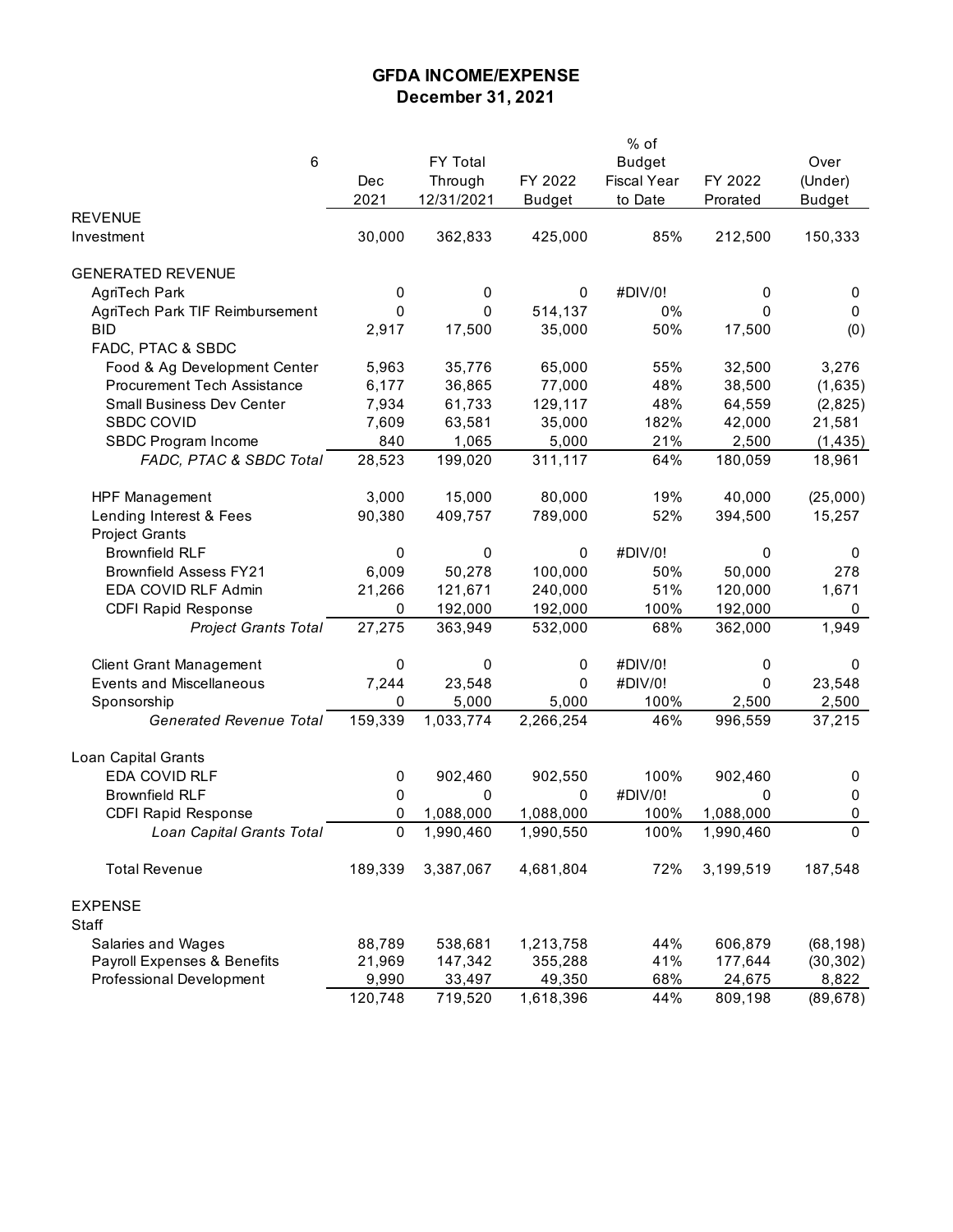# GFDA INCOME/EXPENSE
## December 31, 2021

| 6 | Dec 2021 | FY Total Through 12/31/2021 | FY 2022 Budget | % of Budget Fiscal Year to Date | FY 2022 Prorated | Over (Under) Budget |
|---|---|---|---|---|---|---|
| REVENUE | | | | | | |
| Investment | 30,000 | 362,833 | 425,000 | 85% | 212,500 | 150,333 |
| GENERATED REVENUE | | | | | | |
| AgriTech Park | 0 | 0 | 0 | #DIV/0! | 0 | 0 |
| AgriTech Park TIF Reimbursement | 0 | 0 | 514,137 | 0% | 0 | 0 |
| BID | 2,917 | 17,500 | 35,000 | 50% | 17,500 | (0) |
| FADC, PTAC & SBDC | | | | | | |
| Food & Ag Development Center | 5,963 | 35,776 | 65,000 | 55% | 32,500 | 3,276 |
| Procurement Tech Assistance | 6,177 | 36,865 | 77,000 | 48% | 38,500 | (1,635) |
| Small Business Dev Center | 7,934 | 61,733 | 129,117 | 48% | 64,559 | (2,825) |
| SBDC COVID | 7,609 | 63,581 | 35,000 | 182% | 42,000 | 21,581 |
| SBDC Program Income | 840 | 1,065 | 5,000 | 21% | 2,500 | (1,435) |
| *FADC, PTAC & SBDC Total* | 28,523 | 199,020 | 311,117 | 64% | 180,059 | 18,961 |
| HPF Management | 3,000 | 15,000 | 80,000 | 19% | 40,000 | (25,000) |
| Lending Interest & Fees | 90,380 | 409,757 | 789,000 | 52% | 394,500 | 15,257 |
| Project Grants | | | | | | |
| Brownfield RLF | 0 | 0 | 0 | #DIV/0! | 0 | 0 |
| Brownfield Assess FY21 | 6,009 | 50,278 | 100,000 | 50% | 50,000 | 278 |
| EDA COVID RLF Admin | 21,266 | 121,671 | 240,000 | 51% | 120,000 | 1,671 |
| CDFI Rapid Response | 0 | 192,000 | 192,000 | 100% | 192,000 | 0 |
| *Project Grants Total* | 27,275 | 363,949 | 532,000 | 68% | 362,000 | 1,949 |
| Client Grant Management | 0 | 0 | 0 | #DIV/0! | 0 | 0 |
| Events and Miscellaneous | 7,244 | 23,548 | 0 | #DIV/0! | 0 | 23,548 |
| Sponsorship | 0 | 5,000 | 5,000 | 100% | 2,500 | 2,500 |
| *Generated Revenue Total* | 159,339 | 1,033,774 | 2,266,254 | 46% | 996,559 | 37,215 |
| Loan Capital Grants | | | | | | |
| EDA COVID RLF | 0 | 902,460 | 902,550 | 100% | 902,460 | 0 |
| Brownfield RLF | 0 | 0 | 0 | #DIV/0! | 0 | 0 |
| CDFI Rapid Response | 0 | 1,088,000 | 1,088,000 | 100% | 1,088,000 | 0 |
| *Loan Capital Grants Total* | 0 | 1,990,460 | 1,990,550 | 100% | 1,990,460 | 0 |
| Total Revenue | 189,339 | 3,387,067 | 4,681,804 | 72% | 3,199,519 | 187,548 |
| EXPENSE | | | | | | |
| Staff | | | | | | |
| Salaries and Wages | 88,789 | 538,681 | 1,213,758 | 44% | 606,879 | (68,198) |
| Payroll Expenses & Benefits | 21,969 | 147,342 | 355,288 | 41% | 177,644 | (30,302) |
| Professional Development | 9,990 | 33,497 | 49,350 | 68% | 24,675 | 8,822 |
| | 120,748 | 719,520 | 1,618,396 | 44% | 809,198 | (89,678) |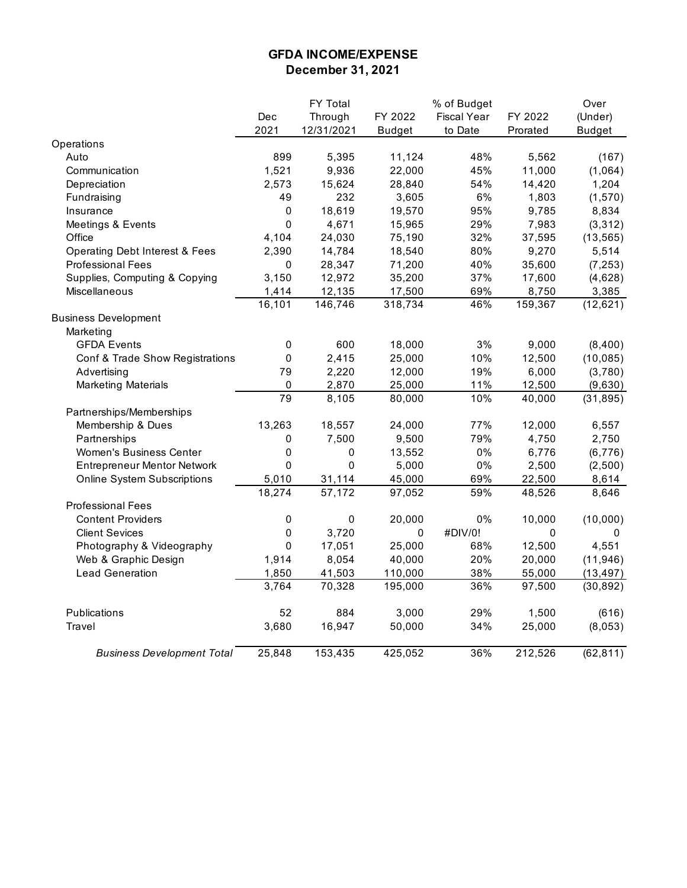# GFDA INCOME/EXPENSE
## December 31, 2021

| | Dec 2021 | FY Total Through 12/31/2021 | FY 2022 Budget | % of Budget Fiscal Year to Date | FY 2022 Prorated | Over (Under) Budget |
|---|---|---|---|---|---|---|
| Operations | | | | | | |
| Auto | 899 | 5,395 | 11,124 | 48% | 5,562 | (167) |
| Communication | 1,521 | 9,936 | 22,000 | 45% | 11,000 | (1,064) |
| Depreciation | 2,573 | 15,624 | 28,840 | 54% | 14,420 | 1,204 |
| Fundraising | 49 | 232 | 3,605 | 6% | 1,803 | (1,570) |
| Insurance | 0 | 18,619 | 19,570 | 95% | 9,785 | 8,834 |
| Meetings & Events | 0 | 4,671 | 15,965 | 29% | 7,983 | (3,312) |
| Office | 4,104 | 24,030 | 75,190 | 32% | 37,595 | (13,565) |
| Operating Debt Interest & Fees | 2,390 | 14,784 | 18,540 | 80% | 9,270 | 5,514 |
| Professional Fees | 0 | 28,347 | 71,200 | 40% | 35,600 | (7,253) |
| Supplies, Computing & Copying | 3,150 | 12,972 | 35,200 | 37% | 17,600 | (4,628) |
| Miscellaneous | 1,414 | 12,135 | 17,500 | 69% | 8,750 | 3,385 |
| | 16,101 | 146,746 | 318,734 | 46% | 159,367 | (12,621) |
| Business Development | | | | | | |
| Marketing | | | | | | |
| GFDA Events | 0 | 600 | 18,000 | 3% | 9,000 | (8,400) |
| Conf & Trade Show Registrations | 0 | 2,415 | 25,000 | 10% | 12,500 | (10,085) |
| Advertising | 79 | 2,220 | 12,000 | 19% | 6,000 | (3,780) |
| Marketing Materials | 0 | 2,870 | 25,000 | 11% | 12,500 | (9,630) |
| | 79 | 8,105 | 80,000 | 10% | 40,000 | (31,895) |
| Partnerships/Memberships | | | | | | |
| Membership & Dues | 13,263 | 18,557 | 24,000 | 77% | 12,000 | 6,557 |
| Partnerships | 0 | 7,500 | 9,500 | 79% | 4,750 | 2,750 |
| Women's Business Center | 0 | 0 | 13,552 | 0% | 6,776 | (6,776) |
| Entrepreneur Mentor Network | 0 | 0 | 5,000 | 0% | 2,500 | (2,500) |
| Online System Subscriptions | 5,010 | 31,114 | 45,000 | 69% | 22,500 | 8,614 |
| | 18,274 | 57,172 | 97,052 | 59% | 48,526 | 8,646 |
| Professional Fees | | | | | | |
| Content Providers | 0 | 0 | 20,000 | 0% | 10,000 | (10,000) |
| Client Sevices | 0 | 3,720 | 0 | #DIV/0! | 0 | 0 |
| Photography & Videography | 0 | 17,051 | 25,000 | 68% | 12,500 | 4,551 |
| Web & Graphic Design | 1,914 | 8,054 | 40,000 | 20% | 20,000 | (11,946) |
| Lead Generation | 1,850 | 41,503 | 110,000 | 38% | 55,000 | (13,497) |
| | 3,764 | 70,328 | 195,000 | 36% | 97,500 | (30,892) |
| Publications | 52 | 884 | 3,000 | 29% | 1,500 | (616) |
| Travel | 3,680 | 16,947 | 50,000 | 34% | 25,000 | (8,053) |
| *Business Development Total* | 25,848 | 153,435 | 425,052 | 36% | 212,526 | (62,811) |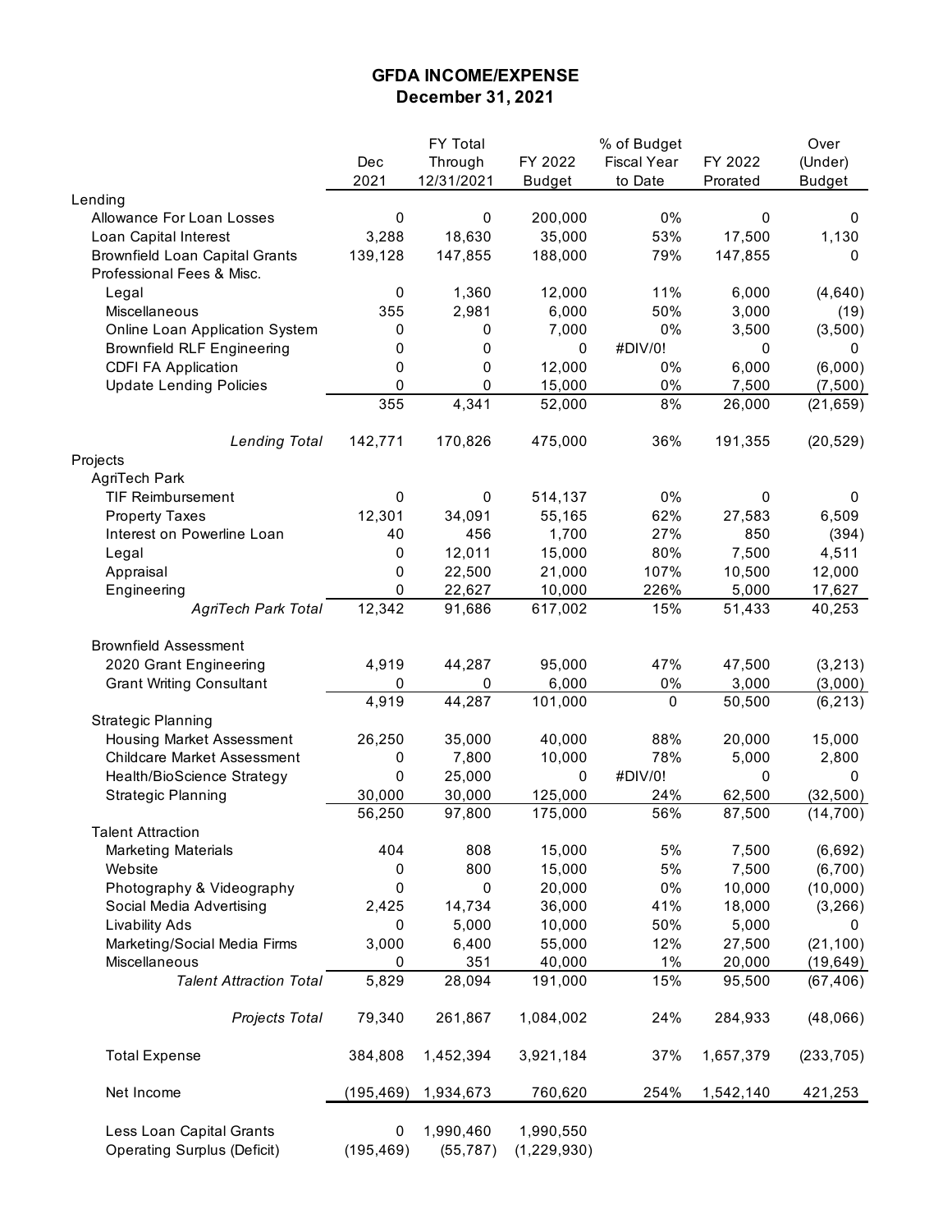# GFDA INCOME/EXPENSE
## December 31, 2021

| | Dec 2021 | FY Total Through 12/31/2021 | FY 2022 Budget | % of Budget Fiscal Year to Date | FY 2022 Prorated | Over (Under) Budget |
|---|---|---|---|---|---|---|
| Lending | | | | | | |
| Allowance For Loan Losses | 0 | 0 | 200,000 | 0% | 0 | 0 |
| Loan Capital Interest | 3,288 | 18,630 | 35,000 | 53% | 17,500 | 1,130 |
| Brownfield Loan Capital Grants | 139,128 | 147,855 | 188,000 | 79% | 147,855 | 0 |
| Professional Fees & Misc. | | | | | | |
| Legal | 0 | 1,360 | 12,000 | 11% | 6,000 | (4,640) |
| Miscellaneous | 355 | 2,981 | 6,000 | 50% | 3,000 | (19) |
| Online Loan Application System | 0 | 0 | 7,000 | 0% | 3,500 | (3,500) |
| Brownfield RLF Engineering | 0 | 0 | 0 | #DIV/0! | 0 | 0 |
| CDFI FA Application | 0 | 0 | 12,000 | 0% | 6,000 | (6,000) |
| Update Lending Policies | 0 | 0 | 15,000 | 0% | 7,500 | (7,500) |
| | 355 | 4,341 | 52,000 | 8% | 26,000 | (21,659) |
| *Lending Total* | 142,771 | 170,826 | 475,000 | 36% | 191,355 | (20,529) |
| Projects | | | | | | |
| AgriTech Park | | | | | | |
| TIF Reimbursement | 0 | 0 | 514,137 | 0% | 0 | 0 |
| Property Taxes | 12,301 | 34,091 | 55,165 | 62% | 27,583 | 6,509 |
| Interest on Powerline Loan | 40 | 456 | 1,700 | 27% | 850 | (394) |
| Legal | 0 | 12,011 | 15,000 | 80% | 7,500 | 4,511 |
| Appraisal | 0 | 22,500 | 21,000 | 107% | 10,500 | 12,000 |
| Engineering | 0 | 22,627 | 10,000 | 226% | 5,000 | 17,627 |
| *AgriTech Park Total* | 12,342 | 91,686 | 617,002 | 15% | 51,433 | 40,253 |
| Brownfield Assessment | | | | | | |
| 2020 Grant Engineering | 4,919 | 44,287 | 95,000 | 47% | 47,500 | (3,213) |
| Grant Writing Consultant | 0 | 0 | 6,000 | 0% | 3,000 | (3,000) |
| | 4,919 | 44,287 | 101,000 | 0 | 50,500 | (6,213) |
| Strategic Planning | | | | | | |
| Housing Market Assessment | 26,250 | 35,000 | 40,000 | 88% | 20,000 | 15,000 |
| Childcare Market Assessment | 0 | 7,800 | 10,000 | 78% | 5,000 | 2,800 |
| Health/BioScience Strategy | 0 | 25,000 | 0 | #DIV/0! | 0 | 0 |
| Strategic Planning | 30,000 | 30,000 | 125,000 | 24% | 62,500 | (32,500) |
| | 56,250 | 97,800 | 175,000 | 56% | 87,500 | (14,700) |
| Talent Attraction | | | | | | |
| Marketing Materials | 404 | 808 | 15,000 | 5% | 7,500 | (6,692) |
| Website | 0 | 800 | 15,000 | 5% | 7,500 | (6,700) |
| Photography & Videography | 0 | 0 | 20,000 | 0% | 10,000 | (10,000) |
| Social Media Advertising | 2,425 | 14,734 | 36,000 | 41% | 18,000 | (3,266) |
| Livability Ads | 0 | 5,000 | 10,000 | 50% | 5,000 | 0 |
| Marketing/Social Media Firms | 3,000 | 6,400 | 55,000 | 12% | 27,500 | (21,100) |
| Miscellaneous | 0 | 351 | 40,000 | 1% | 20,000 | (19,649) |
| *Talent Attraction Total* | 5,829 | 28,094 | 191,000 | 15% | 95,500 | (67,406) |
| *Projects Total* | 79,340 | 261,867 | 1,084,002 | 24% | 284,933 | (48,066) |
| Total Expense | 384,808 | 1,452,394 | 3,921,184 | 37% | 1,657,379 | (233,705) |
| Net Income | (195,469) | 1,934,673 | 760,620 | 254% | 1,542,140 | 421,253 |
| Less Loan Capital Grants | 0 | 1,990,460 | 1,990,550 | | | |
| Operating Surplus (Deficit) | (195,469) | (55,787) | (1,229,930) | | | |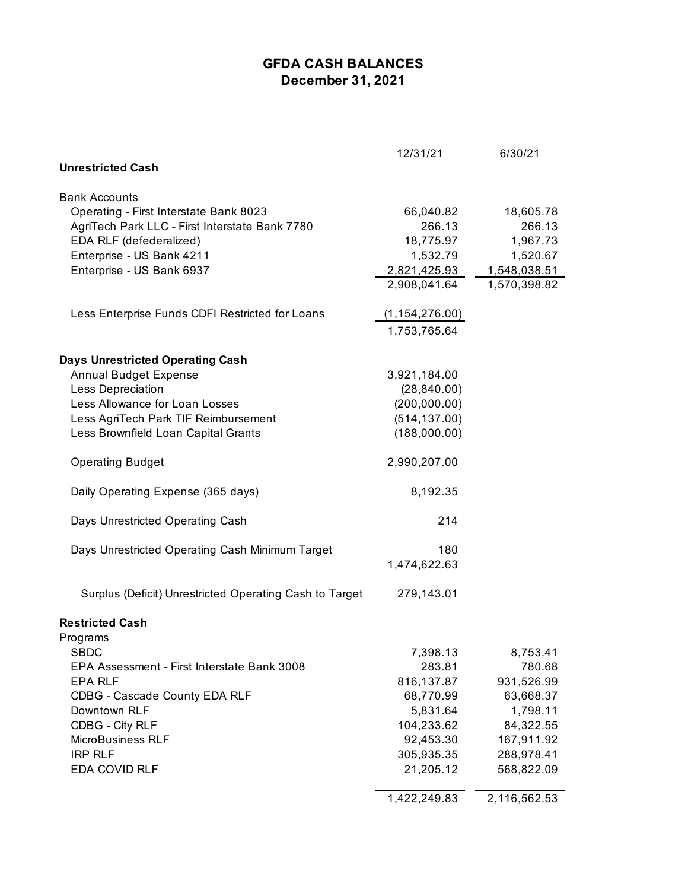# GFDA CASH BALANCES
## December 31, 2021

| | 12/31/21 | 6/30/21 |
|---|---|---|
| **Unrestricted Cash** | | |
| | | |
| Bank Accounts | | |
| Operating - First Interstate Bank 8023 | 66,040.82 | 18,605.78 |
| AgriTech Park LLC - First Interstate Bank 7780 | 266.13 | 266.13 |
| EDA RLF (defederalized) | 18,775.97 | 1,967.73 |
| Enterprise - US Bank 4211 | 1,532.79 | 1,520.67 |
| Enterprise - US Bank 6937 | 2,821,425.93 | 1,548,038.51 |
| | 2,908,041.64 | 1,570,398.82 |
| | | |
| Less Enterprise Funds CDFI Restricted for Loans | (1,154,276.00) | |
| | 1,753,765.64 | |
| | | |
| **Days Unrestricted Operating Cash** | | |
| Annual Budget Expense | 3,921,184.00 | |
| Less Depreciation | (28,840.00) | |
| Less Allowance for Loan Losses | (200,000.00) | |
| Less AgriTech Park TIF Reimbursement | (514,137.00) | |
| Less Brownfield Loan Capital Grants | (188,000.00) | |
| | | |
| Operating Budget | 2,990,207.00 | |
| | | |
| Daily Operating Expense (365 days) | 8,192.35 | |
| | | |
| Days Unrestricted Operating Cash | 214 | |
| | | |
| Days Unrestricted Operating Cash Minimum Target | 180 | |
| | 1,474,622.63 | |
| | | |
| Surplus (Deficit) Unrestricted Operating Cash to Target | 279,143.01 | |
| | | |
| **Restricted Cash** | | |
| Programs | | |
| SBDC | 7,398.13 | 8,753.41 |
| EPA Assessment - First Interstate Bank 3008 | 283.81 | 780.68 |
| EPA RLF | 816,137.87 | 931,526.99 |
| CDBG - Cascade County EDA RLF | 68,770.99 | 63,668.37 |
| Downtown RLF | 5,831.64 | 1,798.11 |
| CDBG - City RLF | 104,233.62 | 84,322.55 |
| MicroBusiness RLF | 92,453.30 | 167,911.92 |
| IRP RLF | 305,935.35 | 288,978.41 |
| EDA COVID RLF | 21,205.12 | 568,822.09 |
| | | |
| | 1,422,249.83 | 2,116,562.53 |